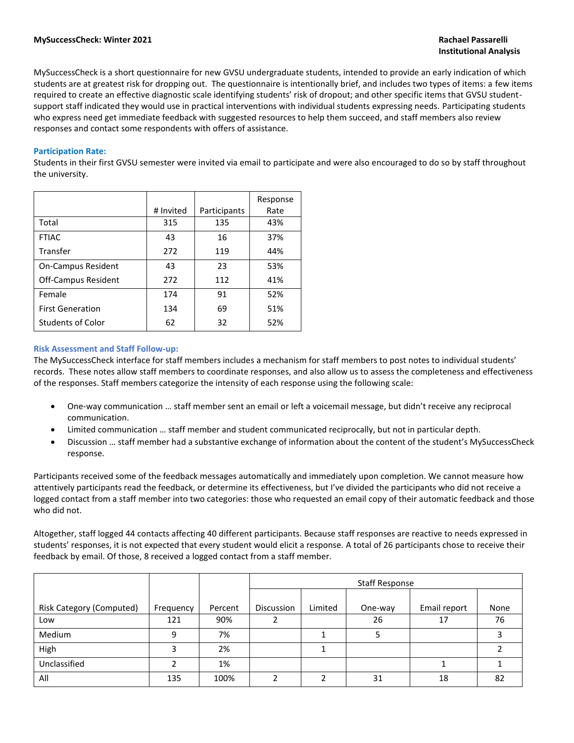**MySuccessCheck: Winter 2021**

**Rachael Passarelli**
**Institutional Analysis**

MySuccessCheck is a short questionnaire for new GVSU undergraduate students, intended to provide an early indication of which students are at greatest risk for dropping out. The questionnaire is intentionally brief, and includes two types of items: a few items required to create an effective diagnostic scale identifying students' risk of dropout; and other specific items that GVSU student-support staff indicated they would use in practical interventions with individual students expressing needs. Participating students who express need get immediate feedback with suggested resources to help them succeed, and staff members also review responses and contact some respondents with offers of assistance.

### Participation Rate:

Students in their first GVSU semester were invited via email to participate and were also encouraged to do so by staff throughout the university.

| | # Invited | Participants | Response Rate |
|---|---|---|---|
| Total | 315 | 135 | 43% |
| FTIAC | 43 | 16 | 37% |
| Transfer | 272 | 119 | 44% |
| On-Campus Resident | 43 | 23 | 53% |
| Off-Campus Resident | 272 | 112 | 41% |
| Female | 174 | 91 | 52% |
| First Generation | 134 | 69 | 51% |
| Students of Color | 62 | 32 | 52% |

### Risk Assessment and Staff Follow-up:

The MySuccessCheck interface for staff members includes a mechanism for staff members to post notes to individual students' records. These notes allow staff members to coordinate responses, and also allow us to assess the completeness and effectiveness of the responses. Staff members categorize the intensity of each response using the following scale:

- One-way communication … staff member sent an email or left a voicemail message, but didn't receive any reciprocal communication.
- Limited communication … staff member and student communicated reciprocally, but not in particular depth.
- Discussion … staff member had a substantive exchange of information about the content of the student's MySuccessCheck response.

Participants received some of the feedback messages automatically and immediately upon completion. We cannot measure how attentively participants read the feedback, or determine its effectiveness, but I've divided the participants who did not receive a logged contact from a staff member into two categories: those who requested an email copy of their automatic feedback and those who did not.

Altogether, staff logged 44 contacts affecting 40 different participants. Because staff responses are reactive to needs expressed in students' responses, it is not expected that every student would elicit a response. A total of 26 participants chose to receive their feedback by email. Of those, 8 received a logged contact from a staff member.

| | | | Staff Response | | | | |
|---|---|---|---|---|---|---|---|
| Risk Category (Computed) | Frequency | Percent | Discussion | Limited | One-way | Email report | None |
| Low | 121 | 90% | 2 | | 26 | 17 | 76 |
| Medium | 9 | 7% | | 1 | 5 | | 3 |
| High | 3 | 2% | | 1 | | | 2 |
| Unclassified | 2 | 1% | | | | 1 | 1 |
| All | 135 | 100% | 2 | 2 | 31 | 18 | 82 |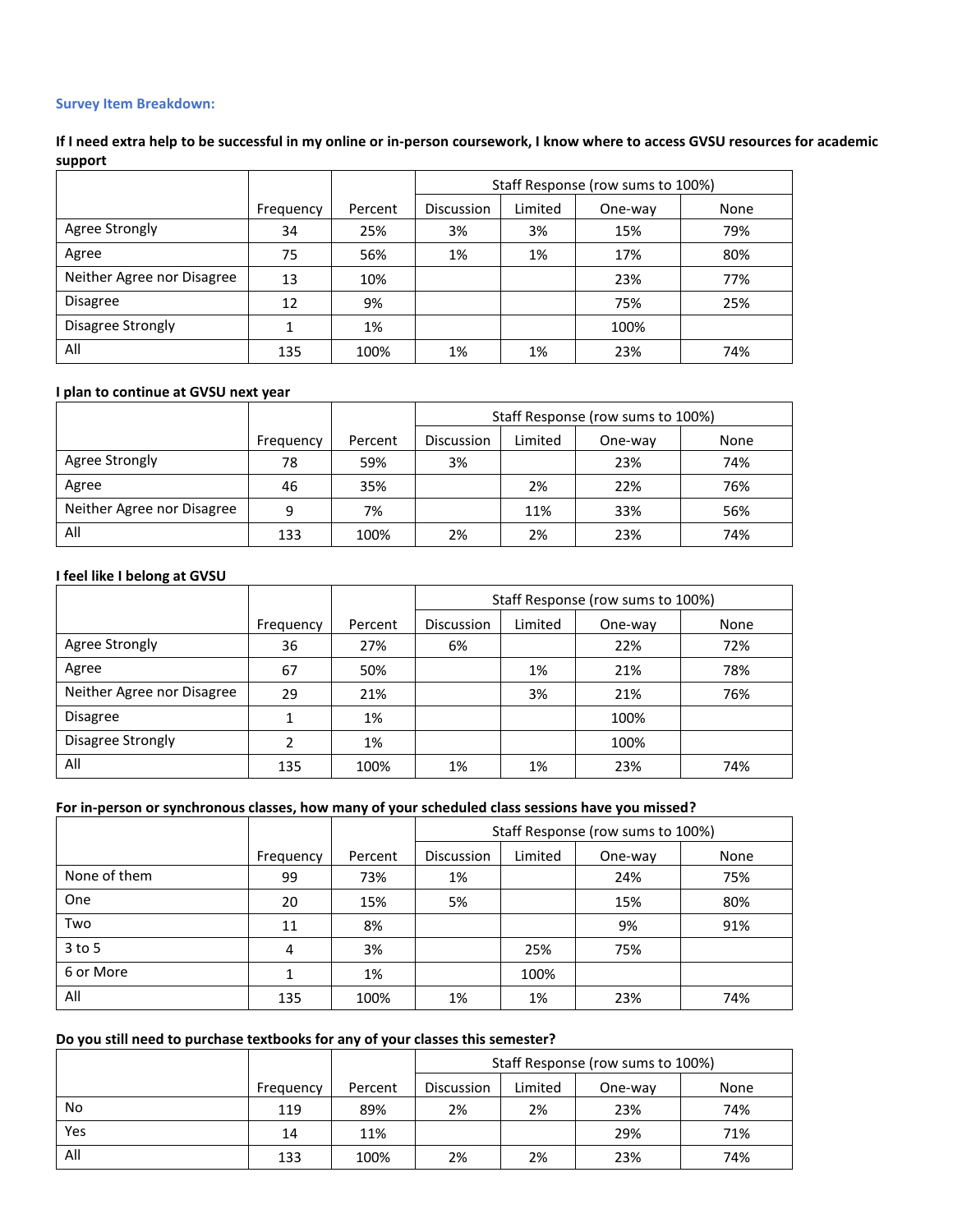### Survey Item Breakdown:

**If I need extra help to be successful in my online or in-person coursework, I know where to access GVSU resources for academic support**

| | | | Staff Response (row sums to 100%) | | | |
|---|---|---|---|---|---|---|
| | Frequency | Percent | Discussion | Limited | One-way | None |
| Agree Strongly | 34 | 25% | 3% | 3% | 15% | 79% |
| Agree | 75 | 56% | 1% | 1% | 17% | 80% |
| Neither Agree nor Disagree | 13 | 10% | | | 23% | 77% |
| Disagree | 12 | 9% | | | 75% | 25% |
| Disagree Strongly | 1 | 1% | | | 100% | |
| All | 135 | 100% | 1% | 1% | 23% | 74% |

**I plan to continue at GVSU next year**

| | | | Staff Response (row sums to 100%) | | | |
|---|---|---|---|---|---|---|
| | Frequency | Percent | Discussion | Limited | One-way | None |
| Agree Strongly | 78 | 59% | 3% | | 23% | 74% |
| Agree | 46 | 35% | | 2% | 22% | 76% |
| Neither Agree nor Disagree | 9 | 7% | | 11% | 33% | 56% |
| All | 133 | 100% | 2% | 2% | 23% | 74% |

**I feel like I belong at GVSU**

| | | | Staff Response (row sums to 100%) | | | |
|---|---|---|---|---|---|---|
| | Frequency | Percent | Discussion | Limited | One-way | None |
| Agree Strongly | 36 | 27% | 6% | | 22% | 72% |
| Agree | 67 | 50% | | 1% | 21% | 78% |
| Neither Agree nor Disagree | 29 | 21% | | 3% | 21% | 76% |
| Disagree | 1 | 1% | | | 100% | |
| Disagree Strongly | 2 | 1% | | | 100% | |
| All | 135 | 100% | 1% | 1% | 23% | 74% |

**For in-person or synchronous classes, how many of your scheduled class sessions have you missed?**

| | | | Staff Response (row sums to 100%) | | | |
|---|---|---|---|---|---|---|
| | Frequency | Percent | Discussion | Limited | One-way | None |
| None of them | 99 | 73% | 1% | | 24% | 75% |
| One | 20 | 15% | 5% | | 15% | 80% |
| Two | 11 | 8% | | | 9% | 91% |
| 3 to 5 | 4 | 3% | | 25% | 75% | |
| 6 or More | 1 | 1% | | 100% | | |
| All | 135 | 100% | 1% | 1% | 23% | 74% |

**Do you still need to purchase textbooks for any of your classes this semester?**

| | | | Staff Response (row sums to 100%) | | | |
|---|---|---|---|---|---|---|
| | Frequency | Percent | Discussion | Limited | One-way | None |
| No | 119 | 89% | 2% | 2% | 23% | 74% |
| Yes | 14 | 11% | | | 29% | 71% |
| All | 133 | 100% | 2% | 2% | 23% | 74% |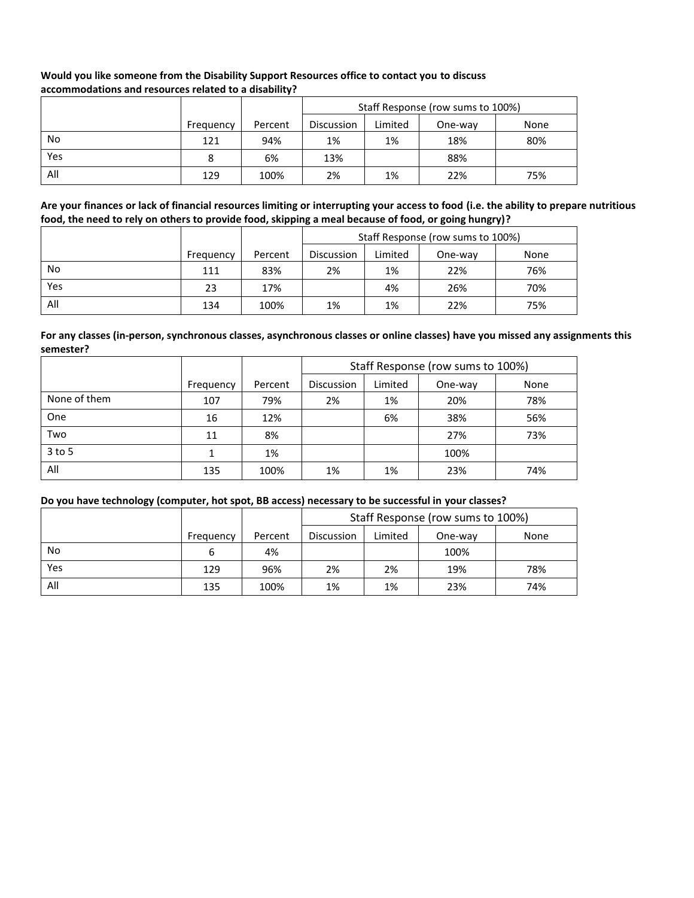**Would you like someone from the Disability Support Resources office to contact you to discuss accommodations and resources related to a disability?**

| | Frequency | Percent | Staff Response (row sums to 100%) | | | |
|---|---|---|---|---|---|---|
| | | | Discussion | Limited | One-way | None |
| No | 121 | 94% | 1% | 1% | 18% | 80% |
| Yes | 8 | 6% | 13% | | 88% | |
| All | 129 | 100% | 2% | 1% | 22% | 75% |

**Are your finances or lack of financial resources limiting or interrupting your access to food (i.e. the ability to prepare nutritious food, the need to rely on others to provide food, skipping a meal because of food, or going hungry)?**

| | Frequency | Percent | Staff Response (row sums to 100%) | | | |
|---|---|---|---|---|---|---|
| | | | Discussion | Limited | One-way | None |
| No | 111 | 83% | 2% | 1% | 22% | 76% |
| Yes | 23 | 17% | | 4% | 26% | 70% |
| All | 134 | 100% | 1% | 1% | 22% | 75% |

**For any classes (in-person, synchronous classes, asynchronous classes or online classes) have you missed any assignments this semester?**

| | Frequency | Percent | Staff Response (row sums to 100%) | | | |
|---|---|---|---|---|---|---|
| | | | Discussion | Limited | One-way | None |
| None of them | 107 | 79% | 2% | 1% | 20% | 78% |
| One | 16 | 12% | | 6% | 38% | 56% |
| Two | 11 | 8% | | | 27% | 73% |
| 3 to 5 | 1 | 1% | | | 100% | |
| All | 135 | 100% | 1% | 1% | 23% | 74% |

**Do you have technology (computer, hot spot, BB access) necessary to be successful in your classes?**

| | Frequency | Percent | Staff Response (row sums to 100%) | | | |
|---|---|---|---|---|---|---|
| | | | Discussion | Limited | One-way | None |
| No | 6 | 4% | | | 100% | |
| Yes | 129 | 96% | 2% | 2% | 19% | 78% |
| All | 135 | 100% | 1% | 1% | 23% | 74% |